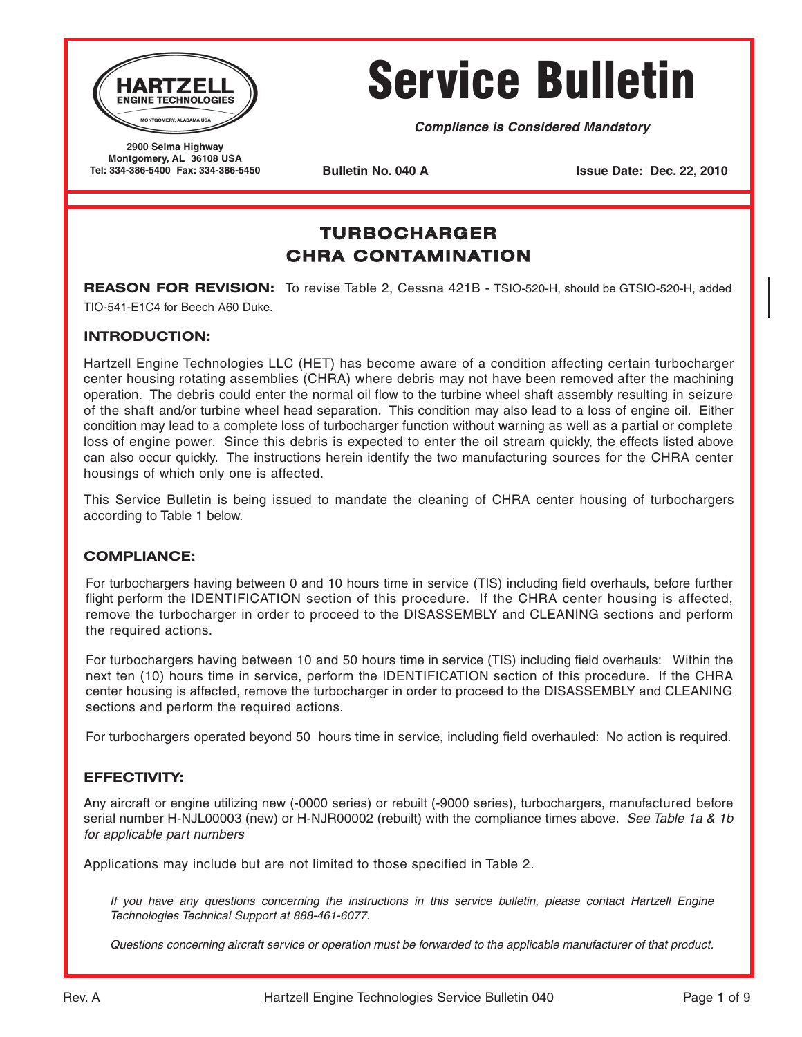HARTZELL ENGINE TECHNOLOGIES
MONTGOMERY, ALABAMA USA

2900 Selma Highway
Montgomery, AL 36108 USA
Tel: 334-386-5400 Fax: 334-386-5450

# Service Bulletin

***Compliance is Considered Mandatory***

**Bulletin No. 040 A** **Issue Date: Dec. 22, 2010**

## TURBOCHARGER CHRA CONTAMINATION

**REASON FOR REVISION:** To revise Table 2, Cessna 421B - TSIO-520-H, should be GTSIO-520-H, added TIO-541-E1C4 for Beech A60 Duke.

### INTRODUCTION:

Hartzell Engine Technologies LLC (HET) has become aware of a condition affecting certain turbocharger center housing rotating assemblies (CHRA) where debris may not have been removed after the machining operation. The debris could enter the normal oil flow to the turbine wheel shaft assembly resulting in seizure of the shaft and/or turbine wheel head separation. This condition may also lead to a loss of engine oil. Either condition may lead to a complete loss of turbocharger function without warning as well as a partial or complete loss of engine power. Since this debris is expected to enter the oil stream quickly, the effects listed above can also occur quickly. The instructions herein identify the two manufacturing sources for the CHRA center housings of which only one is affected.

This Service Bulletin is being issued to mandate the cleaning of CHRA center housing of turbochargers according to Table 1 below.

### COMPLIANCE:

For turbochargers having between 0 and 10 hours time in service (TIS) including field overhauls, before further flight perform the IDENTIFICATION section of this procedure. If the CHRA center housing is affected, remove the turbocharger in order to proceed to the DISASSEMBLY and CLEANING sections and perform the required actions.

For turbochargers having between 10 and 50 hours time in service (TIS) including field overhauls: Within the next ten (10) hours time in service, perform the IDENTIFICATION section of this procedure. If the CHRA center housing is affected, remove the turbocharger in order to proceed to the DISASSEMBLY and CLEANING sections and perform the required actions.

For turbochargers operated beyond 50 hours time in service, including field overhauled: No action is required.

### EFFECTIVITY:

Any aircraft or engine utilizing new (-0000 series) or rebuilt (-9000 series), turbochargers, manufactured before serial number H-NJL00003 (new) or H-NJR00002 (rebuilt) with the compliance times above. *See Table 1a & 1b for applicable part numbers*

Applications may include but are not limited to those specified in Table 2.

*If you have any questions concerning the instructions in this service bulletin, please contact Hartzell Engine Technologies Technical Support at 888-461-6077.*

*Questions concerning aircraft service or operation must be forwarded to the applicable manufacturer of that product.*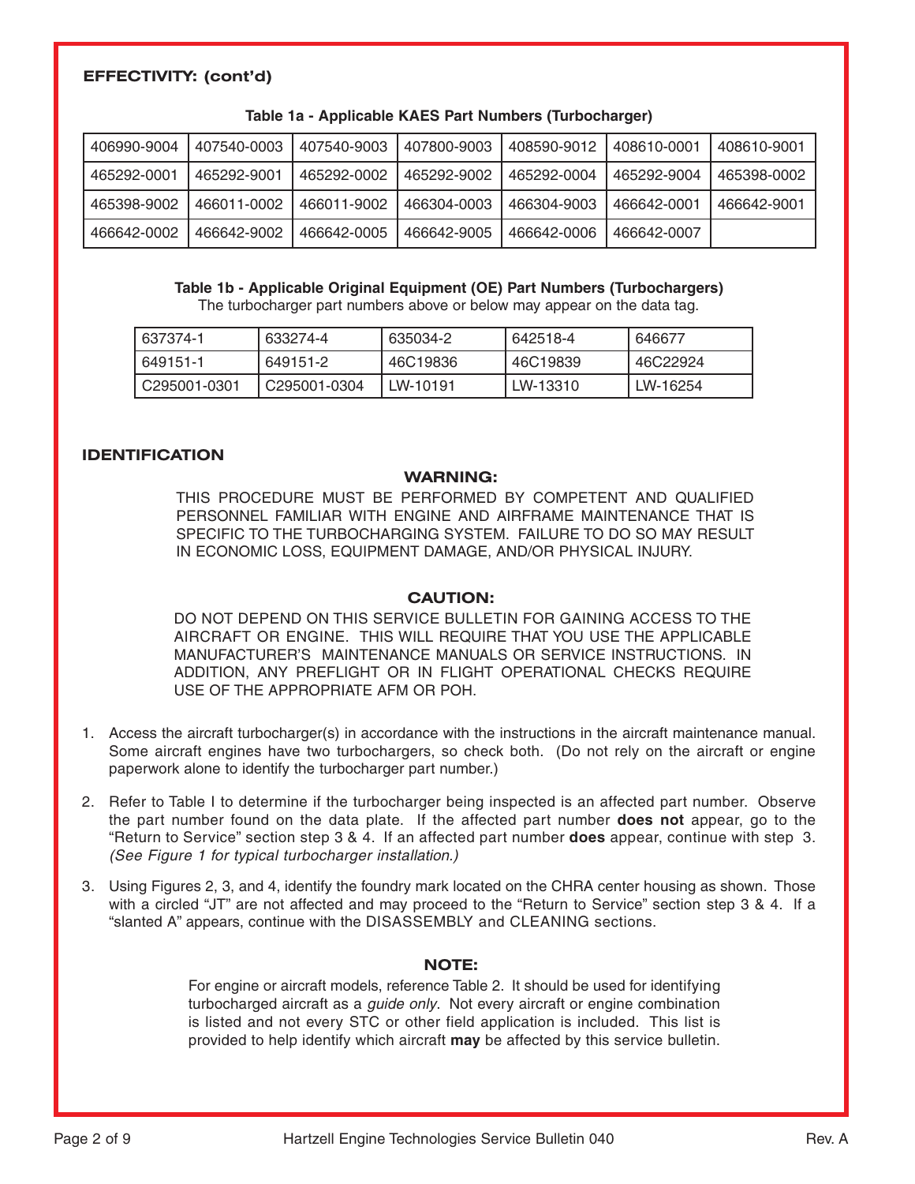## EFFECTIVITY: (cont'd)

**Table 1a - Applicable KAES Part Numbers (Turbocharger)**

| | | | | | | |
|---|---|---|---|---|---|---|
| 406990-9004 | 407540-0003 | 407540-9003 | 407800-9003 | 408590-9012 | 408610-0001 | 408610-9001 |
| 465292-0001 | 465292-9001 | 465292-0002 | 465292-9002 | 465292-0004 | 465292-9004 | 465398-0002 |
| 465398-9002 | 466011-0002 | 466011-9002 | 466304-0003 | 466304-9003 | 466642-0001 | 466642-9001 |
| 466642-0002 | 466642-9002 | 466642-0005 | 466642-9005 | 466642-0006 | 466642-0007 | |

**Table 1b - Applicable Original Equipment (OE) Part Numbers (Turbochargers)**

The turbocharger part numbers above or below may appear on the data tag.

| | | | | |
|---|---|---|---|---|
| 637374-1 | 633274-4 | 635034-2 | 642518-4 | 646677 |
| 649151-1 | 649151-2 | 46C19836 | 46C19839 | 46C22924 |
| C295001-0301 | C295001-0304 | LW-10191 | LW-13310 | LW-16254 |

## IDENTIFICATION

**WARNING:**

THIS PROCEDURE MUST BE PERFORMED BY COMPETENT AND QUALIFIED PERSONNEL FAMILIAR WITH ENGINE AND AIRFRAME MAINTENANCE THAT IS SPECIFIC TO THE TURBOCHARGING SYSTEM. FAILURE TO DO SO MAY RESULT IN ECONOMIC LOSS, EQUIPMENT DAMAGE, AND/OR PHYSICAL INJURY.

**CAUTION:**

DO NOT DEPEND ON THIS SERVICE BULLETIN FOR GAINING ACCESS TO THE AIRCRAFT OR ENGINE. THIS WILL REQUIRE THAT YOU USE THE APPLICABLE MANUFACTURER'S MAINTENANCE MANUALS OR SERVICE INSTRUCTIONS. IN ADDITION, ANY PREFLIGHT OR IN FLIGHT OPERATIONAL CHECKS REQUIRE USE OF THE APPROPRIATE AFM OR POH.

1. Access the aircraft turbocharger(s) in accordance with the instructions in the aircraft maintenance manual. Some aircraft engines have two turbochargers, so check both. (Do not rely on the aircraft or engine paperwork alone to identify the turbocharger part number.)

2. Refer to Table I to determine if the turbocharger being inspected is an affected part number. Observe the part number found on the data plate. If the affected part number **does not** appear, go to the "Return to Service" section step 3 & 4. If an affected part number **does** appear, continue with step 3. *(See Figure 1 for typical turbocharger installation.)*

3. Using Figures 2, 3, and 4, identify the foundry mark located on the CHRA center housing as shown. Those with a circled "JT" are not affected and may proceed to the "Return to Service" section step 3 & 4. If a "slanted A" appears, continue with the DISASSEMBLY and CLEANING sections.

**NOTE:**

For engine or aircraft models, reference Table 2. It should be used for identifying turbocharged aircraft as a *guide only*. Not every aircraft or engine combination is listed and not every STC or other field application is included. This list is provided to help identify which aircraft **may** be affected by this service bulletin.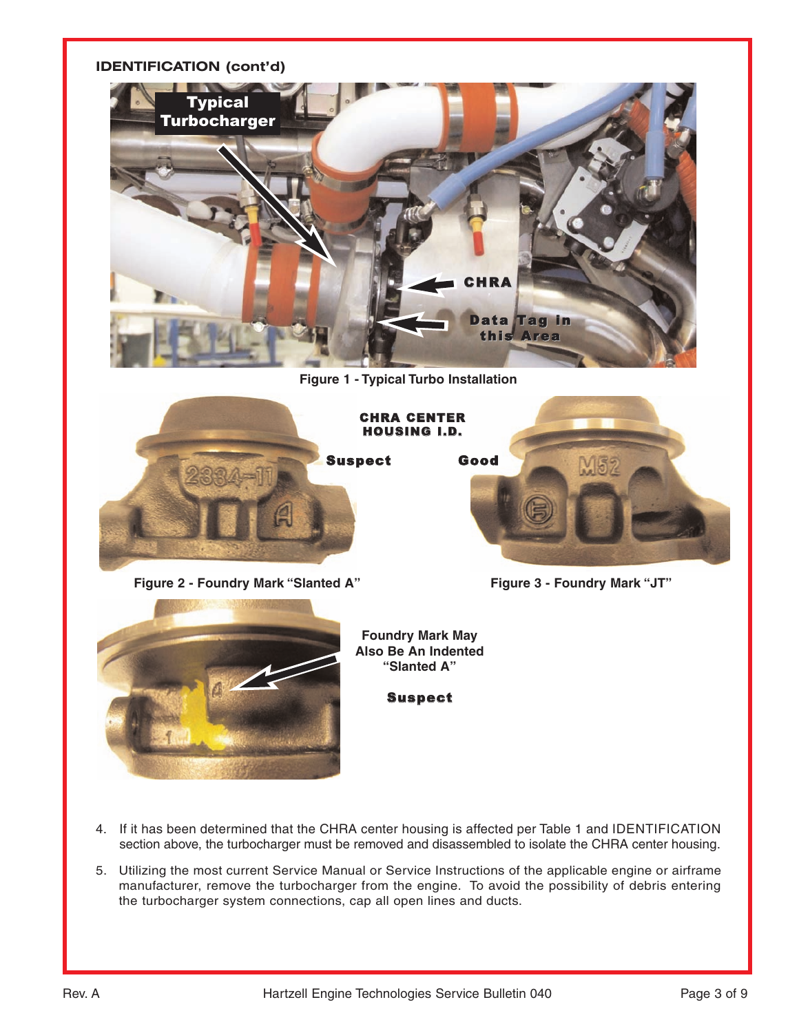**IDENTIFICATION (cont'd)**

Figure 1 - Typical Turbo Installation

Figure 2 - Foundry Mark "Slanted A"

Figure 3 - Foundry Mark "JT"

4. If it has been determined that the CHRA center housing is affected per Table 1 and IDENTIFICATION section above, the turbocharger must be removed and disassembled to isolate the CHRA center housing.

5. Utilizing the most current Service Manual or Service Instructions of the applicable engine or airframe manufacturer, remove the turbocharger from the engine. To avoid the possibility of debris entering the turbocharger system connections, cap all open lines and ducts.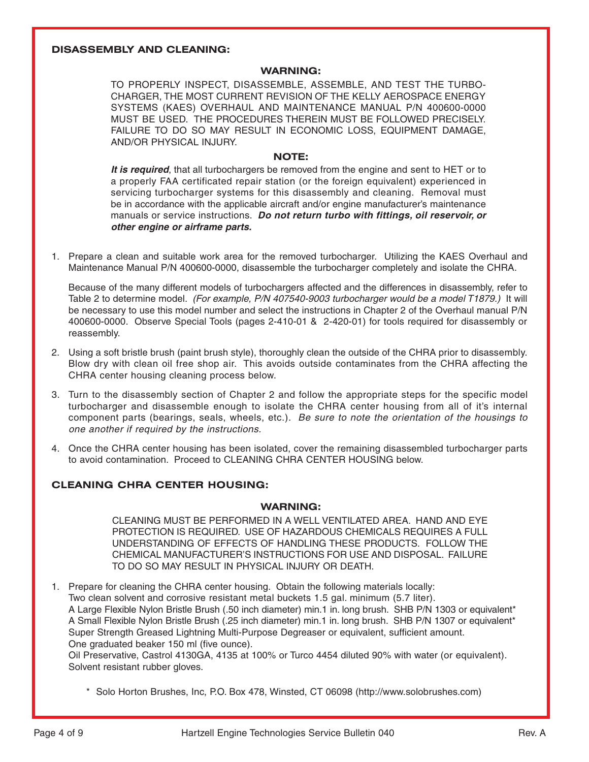## DISASSEMBLY AND CLEANING:

### WARNING:

TO PROPERLY INSPECT, DISASSEMBLE, ASSEMBLE, AND TEST THE TURBOCHARGER, THE MOST CURRENT REVISION OF THE KELLY AEROSPACE ENERGY SYSTEMS (KAES) OVERHAUL AND MAINTENANCE MANUAL P/N 400600-0000 MUST BE USED. THE PROCEDURES THEREIN MUST BE FOLLOWED PRECISELY. FAILURE TO DO SO MAY RESULT IN ECONOMIC LOSS, EQUIPMENT DAMAGE, AND/OR PHYSICAL INJURY.

### NOTE:

***It is required***, that all turbochargers be removed from the engine and sent to HET or to a properly FAA certificated repair station (or the foreign equivalent) experienced in servicing turbocharger systems for this disassembly and cleaning. Removal must be in accordance with the applicable aircraft and/or engine manufacturer's maintenance manuals or service instructions. ***Do not return turbo with fittings, oil reservoir, or other engine or airframe parts.***

1. Prepare a clean and suitable work area for the removed turbocharger. Utilizing the KAES Overhaul and Maintenance Manual P/N 400600-0000, disassemble the turbocharger completely and isolate the CHRA.

   Because of the many different models of turbochargers affected and the differences in disassembly, refer to Table 2 to determine model. *(For example, P/N 407540-9003 turbocharger would be a model T1879.)* It will be necessary to use this model number and select the instructions in Chapter 2 of the Overhaul manual P/N 400600-0000. Observe Special Tools (pages 2-410-01 & 2-420-01) for tools required for disassembly or reassembly.

2. Using a soft bristle brush (paint brush style), thoroughly clean the outside of the CHRA prior to disassembly. Blow dry with clean oil free shop air. This avoids outside contaminates from the CHRA affecting the CHRA center housing cleaning process below.

3. Turn to the disassembly section of Chapter 2 and follow the appropriate steps for the specific model turbocharger and disassemble enough to isolate the CHRA center housing from all of it's internal component parts (bearings, seals, wheels, etc.). *Be sure to note the orientation of the housings to one another if required by the instructions.*

4. Once the CHRA center housing has been isolated, cover the remaining disassembled turbocharger parts to avoid contamination. Proceed to CLEANING CHRA CENTER HOUSING below.

## CLEANING CHRA CENTER HOUSING:

### WARNING:

CLEANING MUST BE PERFORMED IN A WELL VENTILATED AREA. HAND AND EYE PROTECTION IS REQUIRED. USE OF HAZARDOUS CHEMICALS REQUIRES A FULL UNDERSTANDING OF EFFECTS OF HANDLING THESE PRODUCTS. FOLLOW THE CHEMICAL MANUFACTURER'S INSTRUCTIONS FOR USE AND DISPOSAL. FAILURE TO DO SO MAY RESULT IN PHYSICAL INJURY OR DEATH.

1. Prepare for cleaning the CHRA center housing. Obtain the following materials locally:
   Two clean solvent and corrosive resistant metal buckets 1.5 gal. minimum (5.7 liter).
   A Large Flexible Nylon Bristle Brush (.50 inch diameter) min.1 in. long brush. SHB P/N 1303 or equivalent*
   A Small Flexible Nylon Bristle Brush (.25 inch diameter) min.1 in. long brush. SHB P/N 1307 or equivalent*
   Super Strength Greased Lightning Multi-Purpose Degreaser or equivalent, sufficient amount.
   One graduated beaker 150 ml (five ounce).
   Oil Preservative, Castrol 4130GA, 4135 at 100% or Turco 4454 diluted 90% with water (or equivalent).
   Solvent resistant rubber gloves.

   \* Solo Horton Brushes, Inc, P.O. Box 478, Winsted, CT 06098 (http://www.solobrushes.com)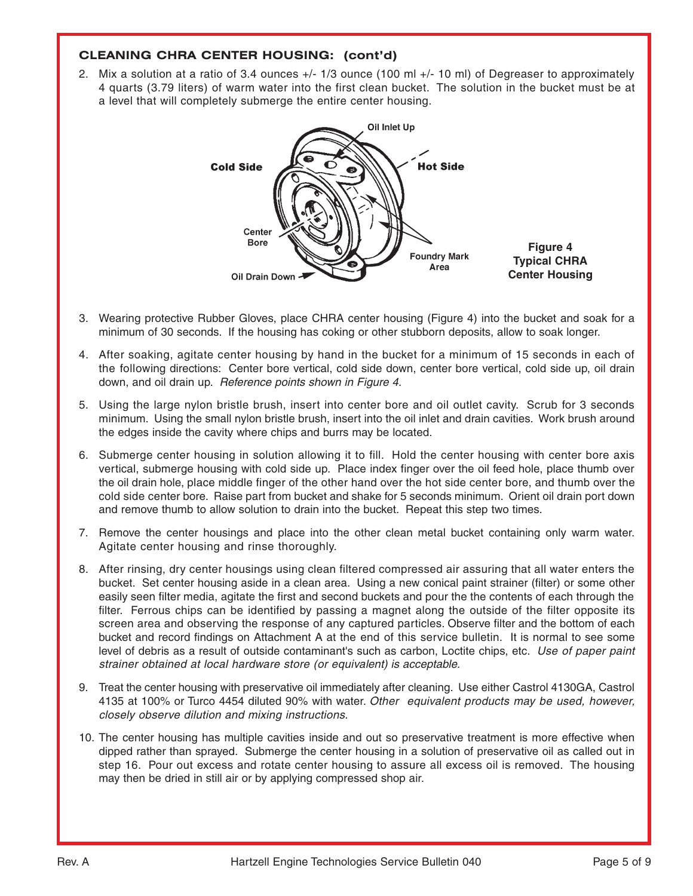### CLEANING CHRA CENTER HOUSING: (cont'd)

2. Mix a solution at a ratio of 3.4 ounces +/- 1/3 ounce (100 ml +/- 10 ml) of Degreaser to approximately 4 quarts (3.79 liters) of warm water into the first clean bucket. The solution in the bucket must be at a level that will completely submerge the entire center housing.

**Figure 4**
**Typical CHRA Center Housing**

3. Wearing protective Rubber Gloves, place CHRA center housing (Figure 4) into the bucket and soak for a minimum of 30 seconds. If the housing has coking or other stubborn deposits, allow to soak longer.

4. After soaking, agitate center housing by hand in the bucket for a minimum of 15 seconds in each of the following directions: Center bore vertical, cold side down, center bore vertical, cold side up, oil drain down, and oil drain up. *Reference points shown in Figure 4.*

5. Using the large nylon bristle brush, insert into center bore and oil outlet cavity. Scrub for 3 seconds minimum. Using the small nylon bristle brush, insert into the oil inlet and drain cavities. Work brush around the edges inside the cavity where chips and burrs may be located.

6. Submerge center housing in solution allowing it to fill. Hold the center housing with center bore axis vertical, submerge housing with cold side up. Place index finger over the oil feed hole, place thumb over the oil drain hole, place middle finger of the other hand over the hot side center bore, and thumb over the cold side center bore. Raise part from bucket and shake for 5 seconds minimum. Orient oil drain port down and remove thumb to allow solution to drain into the bucket. Repeat this step two times.

7. Remove the center housings and place into the other clean metal bucket containing only warm water. Agitate center housing and rinse thoroughly.

8. After rinsing, dry center housings using clean filtered compressed air assuring that all water enters the bucket. Set center housing aside in a clean area. Using a new conical paint strainer (filter) or some other easily seen filter media, agitate the first and second buckets and pour the the contents of each through the filter. Ferrous chips can be identified by passing a magnet along the outside of the filter opposite its screen area and observing the response of any captured particles. Observe filter and the bottom of each bucket and record findings on Attachment A at the end of this service bulletin. It is normal to see some level of debris as a result of outside contaminant's such as carbon, Loctite chips, etc. *Use of paper paint strainer obtained at local hardware store (or equivalent) is acceptable.*

9. Treat the center housing with preservative oil immediately after cleaning. Use either Castrol 4130GA, Castrol 4135 at 100% or Turco 4454 diluted 90% with water. *Other equivalent products may be used, however, closely observe dilution and mixing instructions.*

10. The center housing has multiple cavities inside and out so preservative treatment is more effective when dipped rather than sprayed. Submerge the center housing in a solution of preservative oil as called out in step 16. Pour out excess and rotate center housing to assure all excess oil is removed. The housing may then be dried in still air or by applying compressed shop air.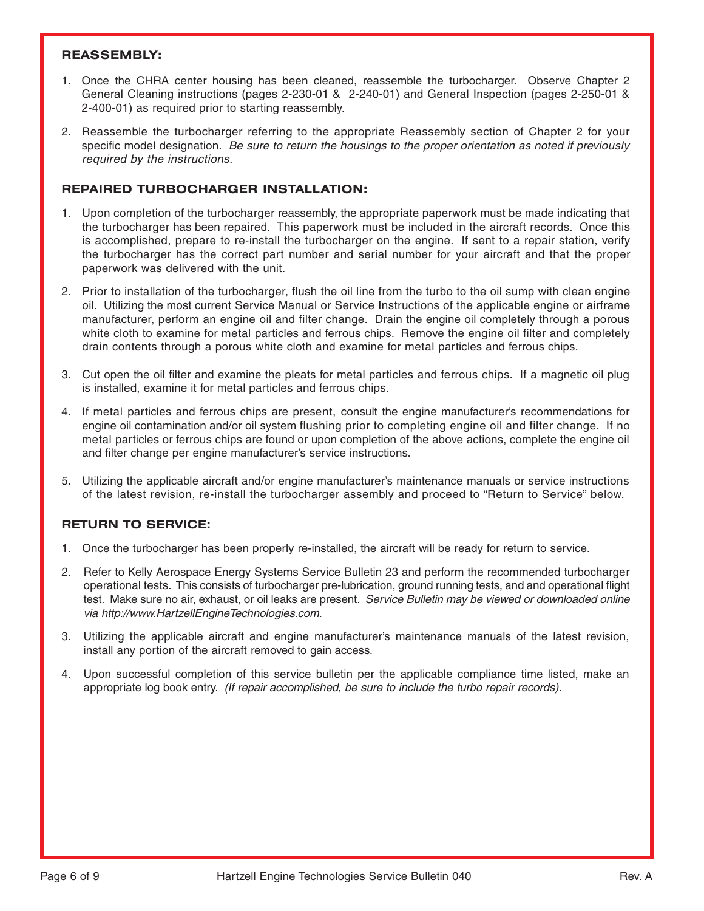### REASSEMBLY:

1. Once the CHRA center housing has been cleaned, reassemble the turbocharger. Observe Chapter 2 General Cleaning instructions (pages 2-230-01 & 2-240-01) and General Inspection (pages 2-250-01 & 2-400-01) as required prior to starting reassembly.

2. Reassemble the turbocharger referring to the appropriate Reassembly section of Chapter 2 for your specific model designation. *Be sure to return the housings to the proper orientation as noted if previously required by the instructions.*

### REPAIRED TURBOCHARGER INSTALLATION:

1. Upon completion of the turbocharger reassembly, the appropriate paperwork must be made indicating that the turbocharger has been repaired. This paperwork must be included in the aircraft records. Once this is accomplished, prepare to re-install the turbocharger on the engine. If sent to a repair station, verify the turbocharger has the correct part number and serial number for your aircraft and that the proper paperwork was delivered with the unit.

2. Prior to installation of the turbocharger, flush the oil line from the turbo to the oil sump with clean engine oil. Utilizing the most current Service Manual or Service Instructions of the applicable engine or airframe manufacturer, perform an engine oil and filter change. Drain the engine oil completely through a porous white cloth to examine for metal particles and ferrous chips. Remove the engine oil filter and completely drain contents through a porous white cloth and examine for metal particles and ferrous chips.

3. Cut open the oil filter and examine the pleats for metal particles and ferrous chips. If a magnetic oil plug is installed, examine it for metal particles and ferrous chips.

4. If metal particles and ferrous chips are present, consult the engine manufacturer's recommendations for engine oil contamination and/or oil system flushing prior to completing engine oil and filter change. If no metal particles or ferrous chips are found or upon completion of the above actions, complete the engine oil and filter change per engine manufacturer's service instructions.

5. Utilizing the applicable aircraft and/or engine manufacturer's maintenance manuals or service instructions of the latest revision, re-install the turbocharger assembly and proceed to "Return to Service" below.

### RETURN TO SERVICE:

1. Once the turbocharger has been properly re-installed, the aircraft will be ready for return to service.

2. Refer to Kelly Aerospace Energy Systems Service Bulletin 23 and perform the recommended turbocharger operational tests. This consists of turbocharger pre-lubrication, ground running tests, and and operational flight test. Make sure no air, exhaust, or oil leaks are present. *Service Bulletin may be viewed or downloaded online via http://www.HartzellEngineTechnologies.com.*

3. Utilizing the applicable aircraft and engine manufacturer's maintenance manuals of the latest revision, install any portion of the aircraft removed to gain access.

4. Upon successful completion of this service bulletin per the applicable compliance time listed, make an appropriate log book entry. *(If repair accomplished, be sure to include the turbo repair records).*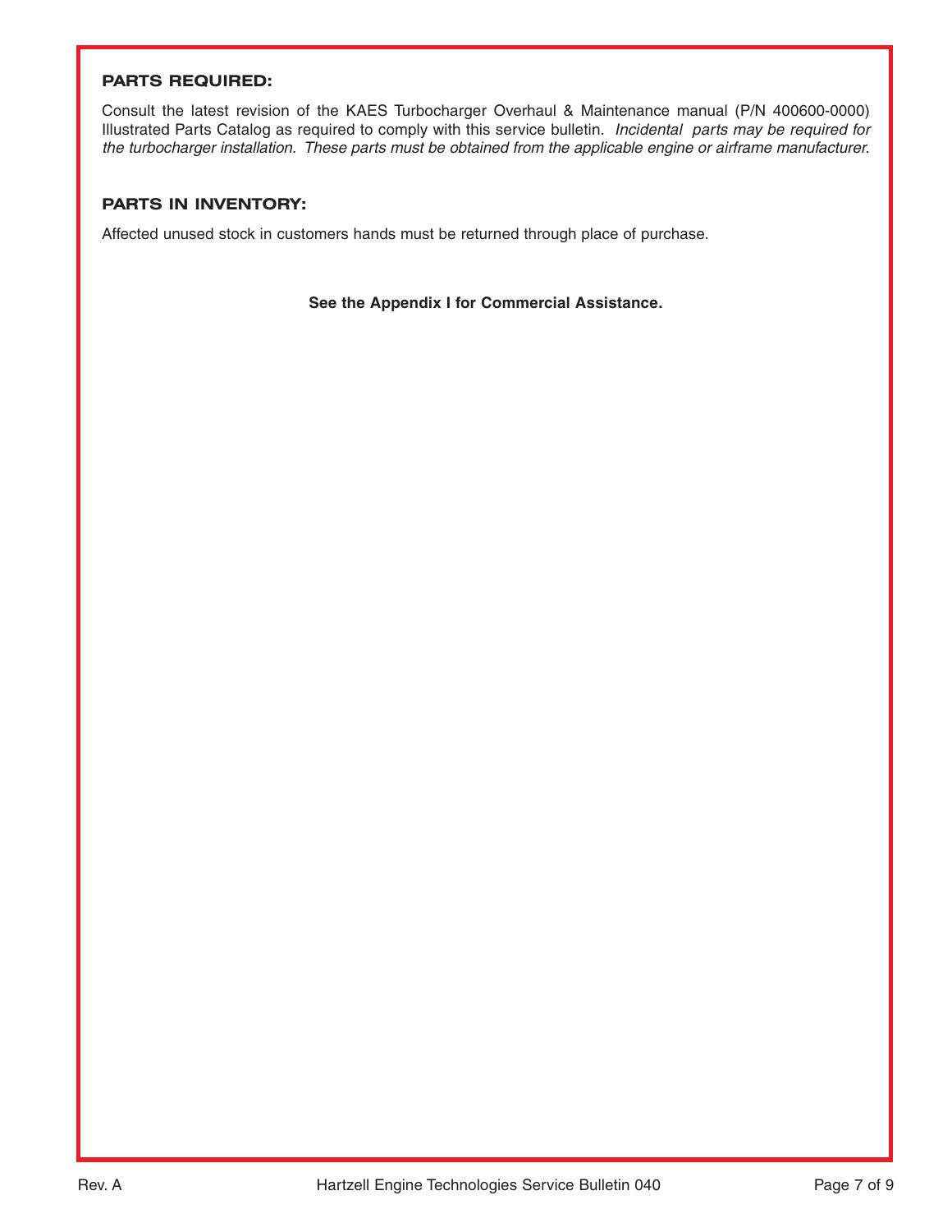## PARTS REQUIRED:

Consult the latest revision of the KAES Turbocharger Overhaul & Maintenance manual (P/N 400600-0000) Illustrated Parts Catalog as required to comply with this service bulletin. *Incidental parts may be required for the turbocharger installation. These parts must be obtained from the applicable engine or airframe manufacturer.*

## PARTS IN INVENTORY:

Affected unused stock in customers hands must be returned through place of purchase.

**See the Appendix I for Commercial Assistance.**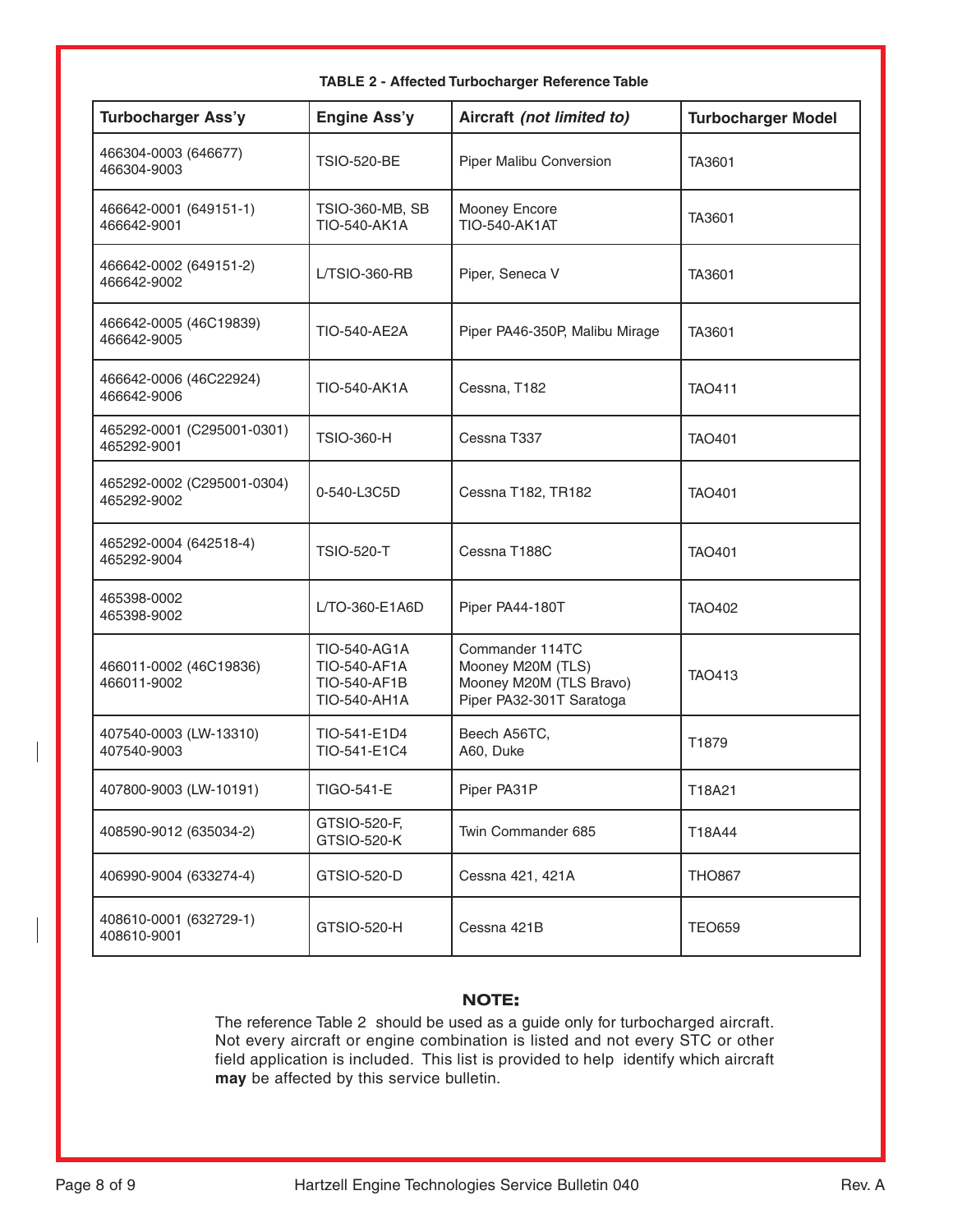**TABLE 2 - Affected Turbocharger Reference Table**

| Turbocharger Ass'y | Engine Ass'y | Aircraft *(not limited to)* | Turbocharger Model |
|---|---|---|---|
| 466304-0003 (646677)<br>466304-9003 | TSIO-520-BE | Piper Malibu Conversion | TA3601 |
| 466642-0001 (649151-1)<br>466642-9001 | TSIO-360-MB, SB<br>TIO-540-AK1A | Mooney Encore<br>TIO-540-AK1AT | TA3601 |
| 466642-0002 (649151-2)<br>466642-9002 | L/TSIO-360-RB | Piper, Seneca V | TA3601 |
| 466642-0005 (46C19839)<br>466642-9005 | TIO-540-AE2A | Piper PA46-350P, Malibu Mirage | TA3601 |
| 466642-0006 (46C22924)<br>466642-9006 | TIO-540-AK1A | Cessna, T182 | TAO411 |
| 465292-0001 (C295001-0301)<br>465292-9001 | TSIO-360-H | Cessna T337 | TAO401 |
| 465292-0002 (C295001-0304)<br>465292-9002 | 0-540-L3C5D | Cessna T182, TR182 | TAO401 |
| 465292-0004 (642518-4)<br>465292-9004 | TSIO-520-T | Cessna T188C | TAO401 |
| 465398-0002<br>465398-9002 | L/TO-360-E1A6D | Piper PA44-180T | TAO402 |
| 466011-0002 (46C19836)<br>466011-9002 | TIO-540-AG1A<br>TIO-540-AF1A<br>TIO-540-AF1B<br>TIO-540-AH1A | Commander 114TC<br>Mooney M20M (TLS)<br>Mooney M20M (TLS Bravo)<br>Piper PA32-301T Saratoga | TAO413 |
| 407540-0003 (LW-13310)<br>407540-9003 | TIO-541-E1D4<br>TIO-541-E1C4 | Beech A56TC,<br>A60, Duke | T1879 |
| 407800-9003 (LW-10191) | TIGO-541-E | Piper PA31P | T18A21 |
| 408590-9012 (635034-2) | GTSIO-520-F,<br>GTSIO-520-K | Twin Commander 685 | T18A44 |
| 406990-9004 (633274-4) | GTSIO-520-D | Cessna 421, 421A | THO867 |
| 408610-0001 (632729-1)<br>408610-9001 | GTSIO-520-H | Cessna 421B | TEO659 |

**NOTE:**

The reference Table 2 should be used as a guide only for turbocharged aircraft. Not every aircraft or engine combination is listed and not every STC or other field application is included. This list is provided to help identify which aircraft **may** be affected by this service bulletin.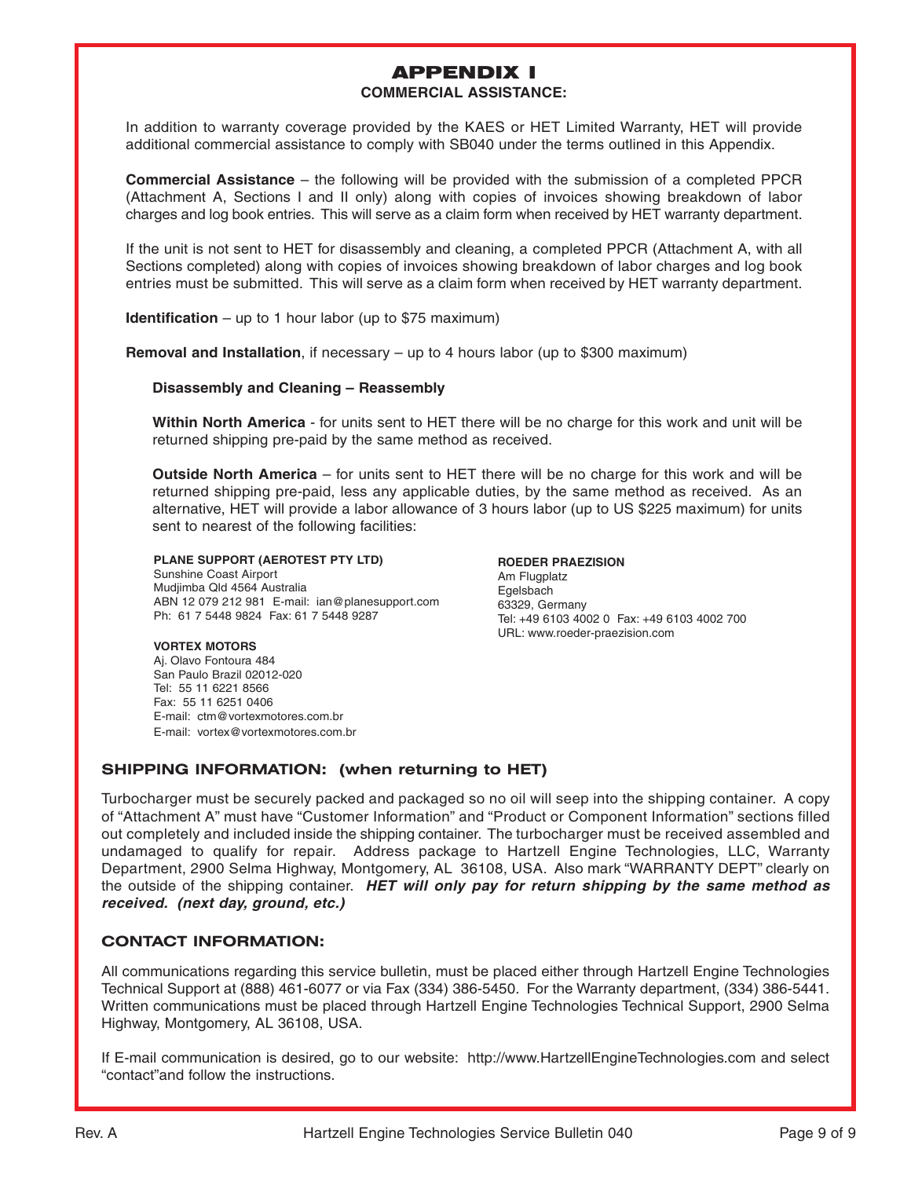# APPENDIX I

## COMMERCIAL ASSISTANCE:

In addition to warranty coverage provided by the KAES or HET Limited Warranty, HET will provide additional commercial assistance to comply with SB040 under the terms outlined in this Appendix.

**Commercial Assistance** – the following will be provided with the submission of a completed PPCR (Attachment A, Sections I and II only) along with copies of invoices showing breakdown of labor charges and log book entries. This will serve as a claim form when received by HET warranty department.

If the unit is not sent to HET for disassembly and cleaning, a completed PPCR (Attachment A, with all Sections completed) along with copies of invoices showing breakdown of labor charges and log book entries must be submitted. This will serve as a claim form when received by HET warranty department.

**Identification** – up to 1 hour labor (up to $75 maximum)

**Removal and Installation**, if necessary – up to 4 hours labor (up to $300 maximum)

**Disassembly and Cleaning – Reassembly**

**Within North America** - for units sent to HET there will be no charge for this work and unit will be returned shipping pre-paid by the same method as received.

**Outside North America** – for units sent to HET there will be no charge for this work and will be returned shipping pre-paid, less any applicable duties, by the same method as received. As an alternative, HET will provide a labor allowance of 3 hours labor (up to US $225 maximum) for units sent to nearest of the following facilities:

**PLANE SUPPORT (AEROTEST PTY LTD)**
Sunshine Coast Airport
Mudjimba Qld 4564 Australia
ABN 12 079 212 981 E-mail: ian@planesupport.com
Ph: 61 7 5448 9824 Fax: 61 7 5448 9287

**ROEDER PRAEZISION**
Am Flugplatz
Egelsbach
63329, Germany
Tel: +49 6103 4002 0 Fax: +49 6103 4002 700
URL: www.roeder-praezision.com

**VORTEX MOTORS**
Aj. Olavo Fontoura 484
San Paulo Brazil 02012-020
Tel: 55 11 6221 8566
Fax: 55 11 6251 0406
E-mail: ctm@vortexmotores.com.br
E-mail: vortex@vortexmotores.com.br

## SHIPPING INFORMATION: (when returning to HET)

Turbocharger must be securely packed and packaged so no oil will seep into the shipping container. A copy of "Attachment A" must have "Customer Information" and "Product or Component Information" sections filled out completely and included inside the shipping container. The turbocharger must be received assembled and undamaged to qualify for repair. Address package to Hartzell Engine Technologies, LLC, Warranty Department, 2900 Selma Highway, Montgomery, AL 36108, USA. Also mark "WARRANTY DEPT" clearly on the outside of the shipping container. ***HET will only pay for return shipping by the same method as received. (next day, ground, etc.)***

## CONTACT INFORMATION:

All communications regarding this service bulletin, must be placed either through Hartzell Engine Technologies Technical Support at (888) 461-6077 or via Fax (334) 386-5450. For the Warranty department, (334) 386-5441. Written communications must be placed through Hartzell Engine Technologies Technical Support, 2900 Selma Highway, Montgomery, AL 36108, USA.

If E-mail communication is desired, go to our website: http://www.HartzellEngineTechnologies.com and select "contact"and follow the instructions.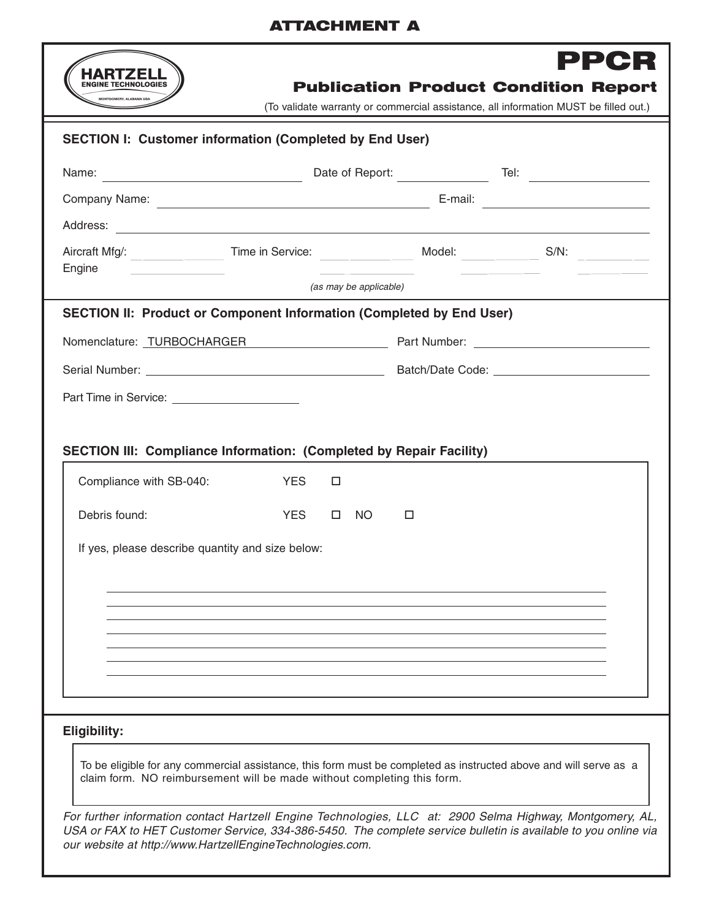## ATTACHMENT A

HARTZELL ENGINE TECHNOLOGIES MONTGOMERY, ALABAMA USA

# PPCR

## Publication Product Condition Report

(To validate warranty or commercial assistance, all information MUST be filled out.)

### SECTION I: Customer information (Completed by End User)

Name: ______________________ Date of Report: __________ Tel: ______________

Company Name: ______________________________ E-mail: ______________________

Address: ______________________________________________________________

Aircraft Mfg/: __________ Time in Service: __________ Model: __________ S/N: __________

Engine __________ __________ __________ __________

*(as may be applicable)*

### SECTION II: Product or Component Information (Completed by End User)

Nomenclature: TURBOCHARGER Part Number: ______________________

Serial Number: ______________________ Batch/Date Code: ______________________

Part Time in Service: ______________

### SECTION III: Compliance Information: (Completed by Repair Facility)

Compliance with SB-040: YES ☐

Debris found: YES ☐ NO ☐

If yes, please describe quantity and size below:

______________________________________________________________

______________________________________________________________

______________________________________________________________

______________________________________________________________

______________________________________________________________

______________________________________________________________

______________________________________________________________

### Eligibility:

To be eligible for any commercial assistance, this form must be completed as instructed above and will serve as a claim form. NO reimbursement will be made without completing this form.

*For further information contact Hartzell Engine Technologies, LLC at: 2900 Selma Highway, Montgomery, AL, USA or FAX to HET Customer Service, 334-386-5450. The complete service bulletin is available to you online via our website at http://www.HartzellEngineTechnologies.com.*